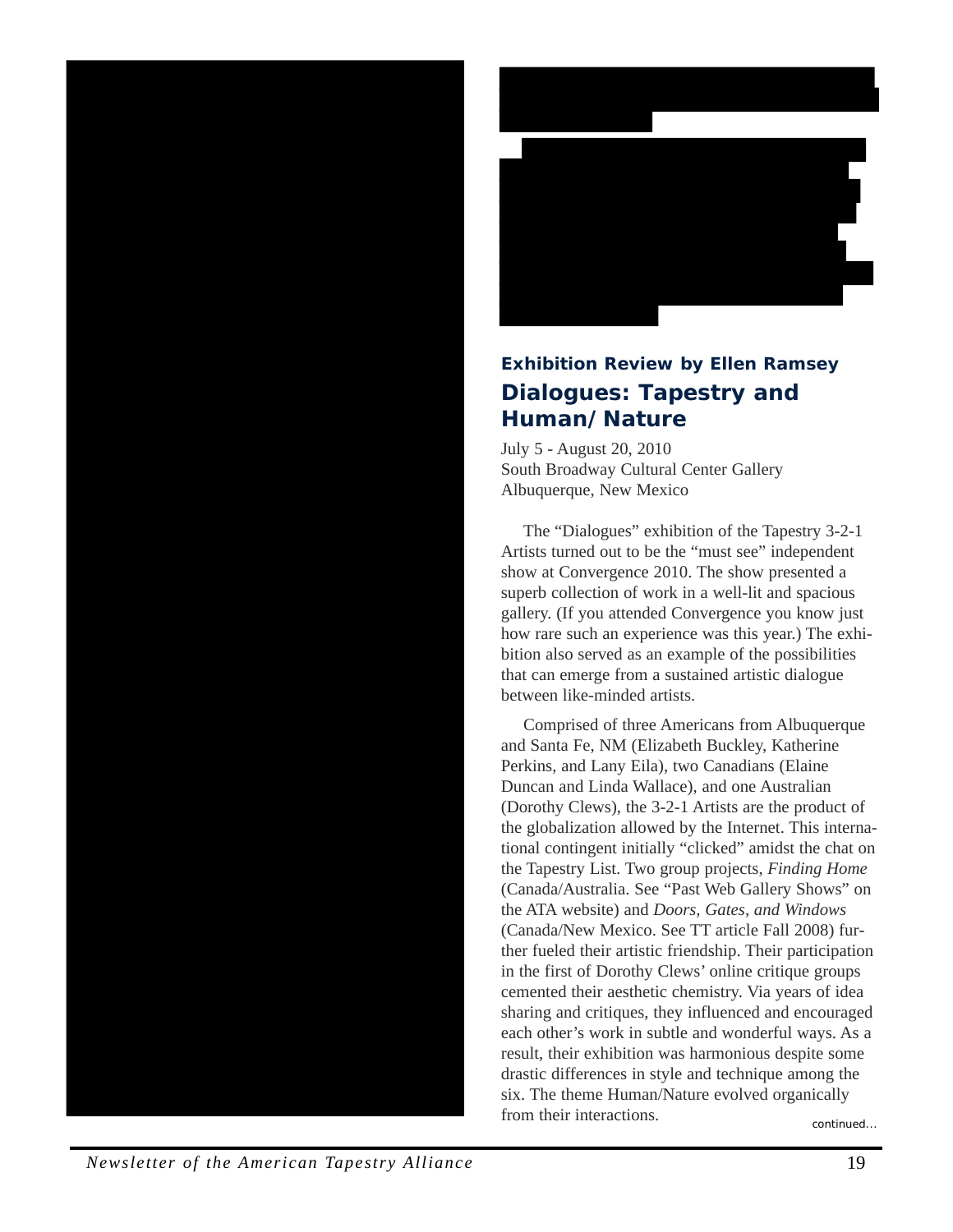### Exhibition Review by Ellen Ramsey

## Dialogues: Tapestry and Human/Nature

July 5 - August 20, 2010
South Broadway Cultural Center Gallery
Albuquerque, New Mexico

The "Dialogues" exhibition of the Tapestry 3-2-1 Artists turned out to be the "must see" independent show at Convergence 2010. The show presented a superb collection of work in a well-lit and spacious gallery. (If you attended Convergence you know just how rare such an experience was this year.) The exhibition also served as an example of the possibilities that can emerge from a sustained artistic dialogue between like-minded artists.

Comprised of three Americans from Albuquerque and Santa Fe, NM (Elizabeth Buckley, Katherine Perkins, and Lany Eila), two Canadians (Elaine Duncan and Linda Wallace), and one Australian (Dorothy Clews), the 3-2-1 Artists are the product of the globalization allowed by the Internet. This international contingent initially "clicked" amidst the chat on the Tapestry List. Two group projects, *Finding Home* (Canada/Australia. See "Past Web Gallery Shows" on the ATA website) and *Doors, Gates, and Windows* (Canada/New Mexico. See TT article Fall 2008) further fueled their artistic friendship. Their participation in the first of Dorothy Clews' online critique groups cemented their aesthetic chemistry. Via years of idea sharing and critiques, they influenced and encouraged each other's work in subtle and wonderful ways. As a result, their exhibition was harmonious despite some drastic differences in style and technique among the six. The theme Human/Nature evolved organically from their interactions.

continued...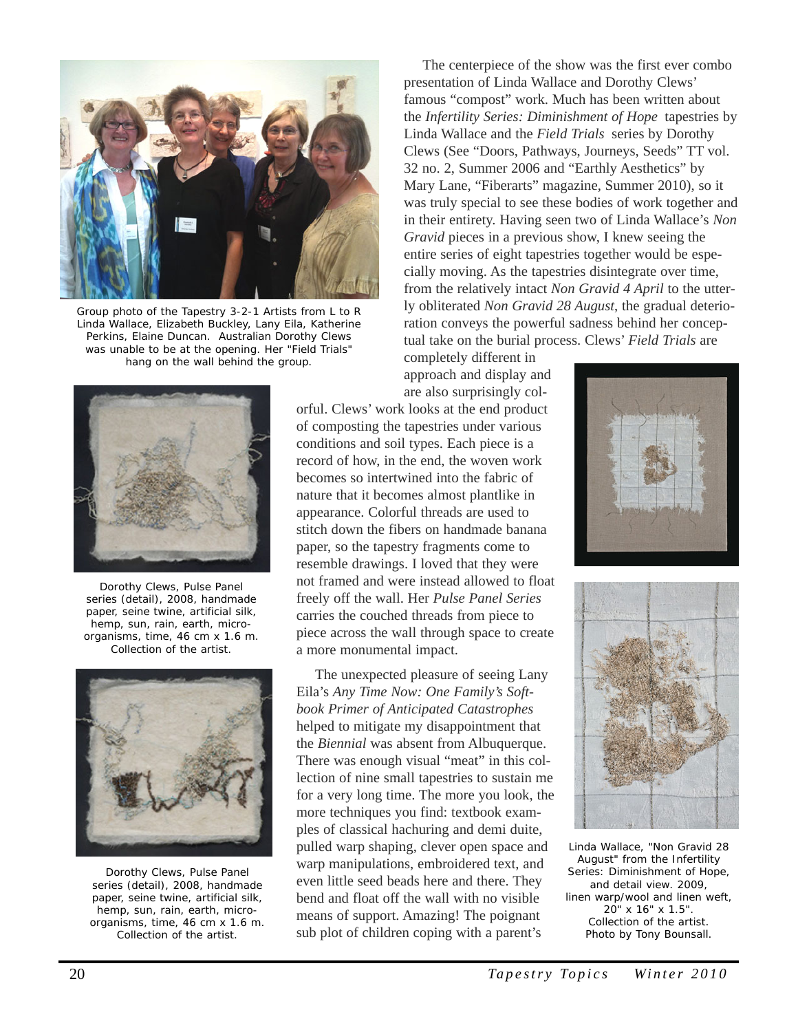Group photo of the Tapestry 3-2-1 Artists from L to R Linda Wallace, Elizabeth Buckley, Lany Eila, Katherine Perkins, Elaine Duncan. Australian Dorothy Clews was unable to be at the opening. Her "Field Trials" hang on the wall behind the group.

The centerpiece of the show was the first ever combo presentation of Linda Wallace and Dorothy Clews' famous "compost" work. Much has been written about the *Infertility Series: Diminishment of Hope* tapestries by Linda Wallace and the *Field Trials* series by Dorothy Clews (See "Doors, Pathways, Journeys, Seeds" TT vol. 32 no. 2, Summer 2006 and "Earthly Aesthetics" by Mary Lane, "Fiberarts" magazine, Summer 2010), so it was truly special to see these bodies of work together and in their entirety. Having seen two of Linda Wallace's *Non Gravid* pieces in a previous show, I knew seeing the entire series of eight tapestries together would be especially moving. As the tapestries disintegrate over time, from the relatively intact *Non Gravid 4 April* to the utterly obliterated *Non Gravid 28 August*, the gradual deterioration conveys the powerful sadness behind her conceptual take on the burial process. Clews' *Field Trials* are completely different in approach and display and are also surprisingly colorful. Clews' work looks at the end product of composting the tapestries under various conditions and soil types. Each piece is a record of how, in the end, the woven work becomes so intertwined into the fabric of nature that it becomes almost plantlike in appearance. Colorful threads are used to stitch down the fibers on handmade banana paper, so the tapestry fragments come to resemble drawings. I loved that they were not framed and were instead allowed to float freely off the wall. Her *Pulse Panel Series* carries the couched threads from piece to piece across the wall through space to create a more monumental impact.

The unexpected pleasure of seeing Lany Eila's *Any Time Now: One Family's Softbook Primer of Anticipated Catastrophes* helped to mitigate my disappointment that the *Biennial* was absent from Albuquerque. There was enough visual "meat" in this collection of nine small tapestries to sustain me for a very long time. The more you look, the more techniques you find: textbook examples of classical hachuring and demi duite, pulled warp shaping, clever open space and warp manipulations, embroidered text, and even little seed beads here and there. They bend and float off the wall with no visible means of support. Amazing! The poignant sub plot of children coping with a parent's

Dorothy Clews, Pulse Panel series (detail), 2008, handmade paper, seine twine, artificial silk, hemp, sun, rain, earth, micro-organisms, time, 46 cm x 1.6 m. Collection of the artist.

Dorothy Clews, Pulse Panel series (detail), 2008, handmade paper, seine twine, artificial silk, hemp, sun, rain, earth, micro-organisms, time, 46 cm x 1.6 m. Collection of the artist.

Linda Wallace, "Non Gravid 28 August" from the Infertility Series: Diminishment of Hope, and detail view. 2009, linen warp/wool and linen weft, 20" x 16" x 1.5". Collection of the artist. Photo by Tony Bounsall.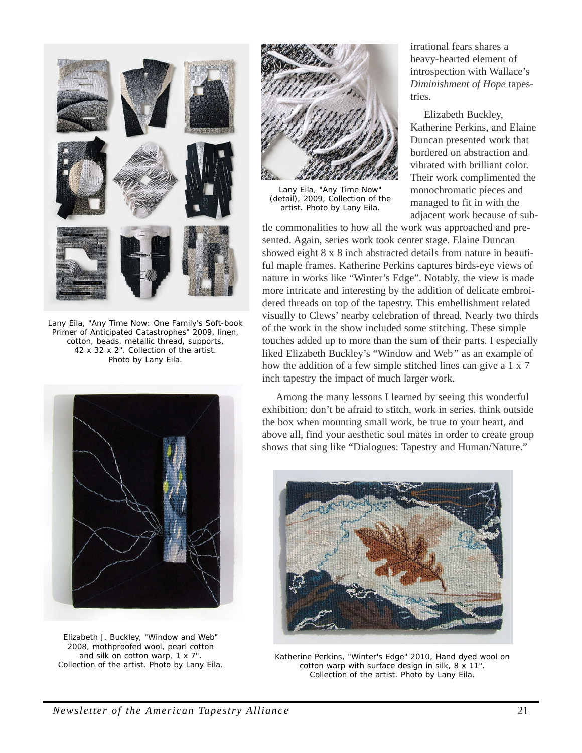Lany Eila, "Any Time Now: One Family's Soft-book Primer of Anticipated Catastrophes" 2009, linen, cotton, beads, metallic thread, supports, 42 x 32 x 2". Collection of the artist. Photo by Lany Eila.

Lany Eila, "Any Time Now" (detail), 2009, Collection of the artist. Photo by Lany Eila.

irrational fears shares a heavy-hearted element of introspection with Wallace's *Diminishment of Hope* tapestries.

Elizabeth Buckley, Katherine Perkins, and Elaine Duncan presented work that bordered on abstraction and vibrated with brilliant color. Their work complimented the monochromatic pieces and managed to fit in with the adjacent work because of subtle commonalities to how all the work was approached and presented. Again, series work took center stage. Elaine Duncan showed eight 8 x 8 inch abstracted details from nature in beautiful maple frames. Katherine Perkins captures birds-eye views of nature in works like "Winter's Edge". Notably, the view is made more intricate and interesting by the addition of delicate embroidered threads on top of the tapestry. This embellishment related visually to Clews' nearby celebration of thread. Nearly two thirds of the work in the show included some stitching. These simple touches added up to more than the sum of their parts. I especially liked Elizabeth Buckley's "Window and Web" as an example of how the addition of a few simple stitched lines can give a 1 x 7 inch tapestry the impact of much larger work.

Among the many lessons I learned by seeing this wonderful exhibition: don't be afraid to stitch, work in series, think outside the box when mounting small work, be true to your heart, and above all, find your aesthetic soul mates in order to create group shows that sing like "Dialogues: Tapestry and Human/Nature."

Elizabeth J. Buckley, "Window and Web" 2008, mothproofed wool, pearl cotton and silk on cotton warp, 1 x 7". Collection of the artist. Photo by Lany Eila.

Katherine Perkins, "Winter's Edge" 2010, Hand dyed wool on cotton warp with surface design in silk, 8 x 11". Collection of the artist. Photo by Lany Eila.